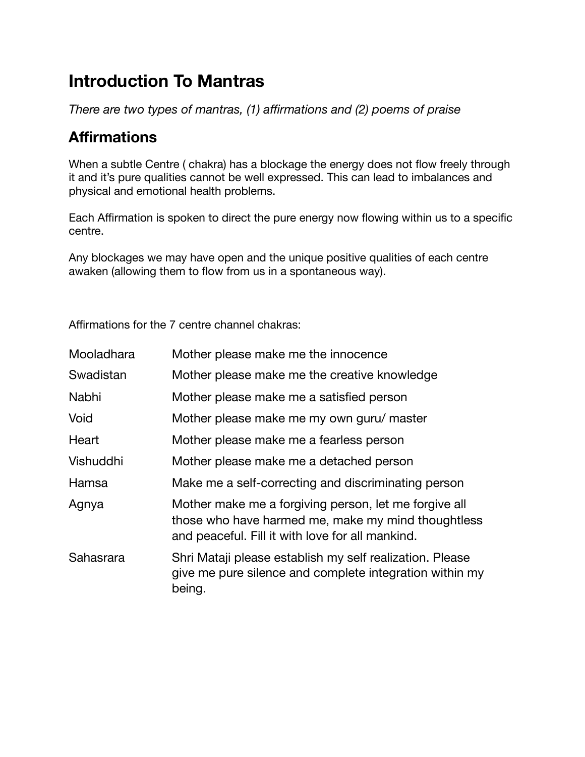# Introduction To Mantras

*There are two types of mantras, (1) affirmations and (2) poems of praise*

## Affirmations

When a subtle Centre ( chakra) has a blockage the energy does not flow freely through it and it's pure qualities cannot be well expressed. This can lead to imbalances and physical and emotional health problems.

Each Affirmation is spoken to direct the pure energy now flowing within us to a specific centre.

Any blockages we may have open and the unique positive qualities of each centre awaken (allowing them to flow from us in a spontaneous way).

Affirmations for the 7 centre channel chakras:

| | |
|---|---|
| Mooladhara | Mother please make me the innocence |
| Swadistan | Mother please make me the creative knowledge |
| Nabhi | Mother please make me a satisfied person |
| Void | Mother please make me my own guru/ master |
| Heart | Mother please make me a fearless person |
| Vishuddhi | Mother please make me a detached person |
| Hamsa | Make me a self-correcting and discriminating person |
| Agnya | Mother make me a forgiving person, let me forgive all those who have harmed me, make my mind thoughtless and peaceful. Fill it with love for all mankind. |
| Sahasrara | Shri Mataji please establish my self realization. Please give me pure silence and complete integration within my being. |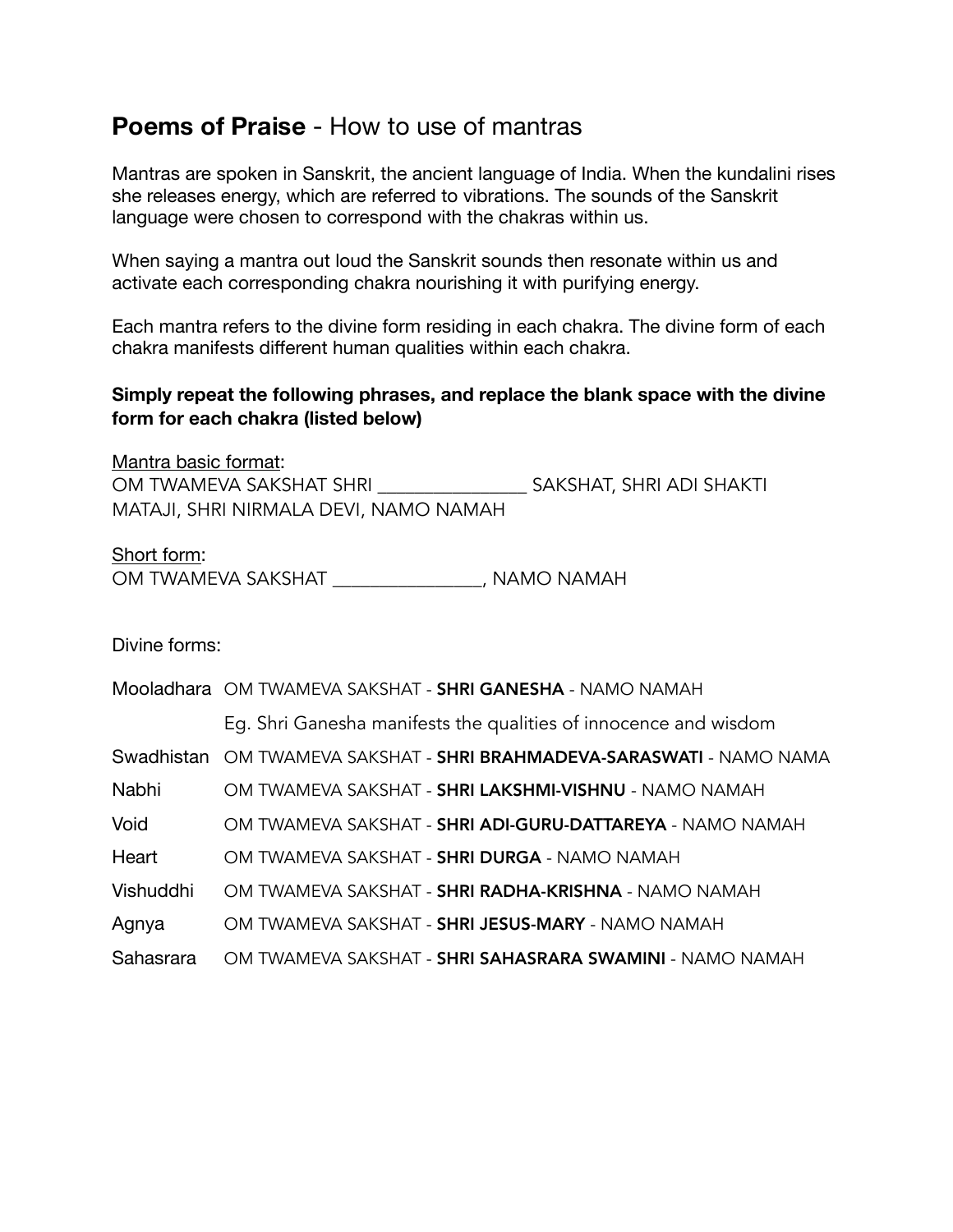## **Poems of Praise** - How to use of mantras

Mantras are spoken in Sanskrit, the ancient language of India. When the kundalini rises she releases energy, which are referred to vibrations. The sounds of the Sanskrit language were chosen to correspond with the chakras within us.

When saying a mantra out loud the Sanskrit sounds then resonate within us and activate each corresponding chakra nourishing it with purifying energy.

Each mantra refers to the divine form residing in each chakra. The divine form of each chakra manifests different human qualities within each chakra.

**Simply repeat the following phrases, and replace the blank space with the divine form for each chakra (listed below)**

<u>Mantra basic format</u>:
OM TWAMEVA SAKSHAT SHRI _______________ SAKSHAT, SHRI ADI SHAKTI MATAJI, SHRI NIRMALA DEVI, NAMO NAMAH

<u>Short form</u>:
OM TWAMEVA SAKSHAT _______________, NAMO NAMAH

Divine forms:

| | |
|---|---|
| Mooladhara | OM TWAMEVA SAKSHAT - **SHRI GANESHA** - NAMO NAMAH |
| | Eg. Shri Ganesha manifests the qualities of innocence and wisdom |
| Swadhistan | OM TWAMEVA SAKSHAT - **SHRI BRAHMADEVA-SARASWATI** - NAMO NAMA |
| Nabhi | OM TWAMEVA SAKSHAT - **SHRI LAKSHMI-VISHNU** - NAMO NAMAH |
| Void | OM TWAMEVA SAKSHAT - **SHRI ADI-GURU-DATTAREYA** - NAMO NAMAH |
| Heart | OM TWAMEVA SAKSHAT - **SHRI DURGA** - NAMO NAMAH |
| Vishuddhi | OM TWAMEVA SAKSHAT - **SHRI RADHA-KRISHNA** - NAMO NAMAH |
| Agnya | OM TWAMEVA SAKSHAT - **SHRI JESUS-MARY** - NAMO NAMAH |
| Sahasrara | OM TWAMEVA SAKSHAT - **SHRI SAHASRARA SWAMINI** - NAMO NAMAH |